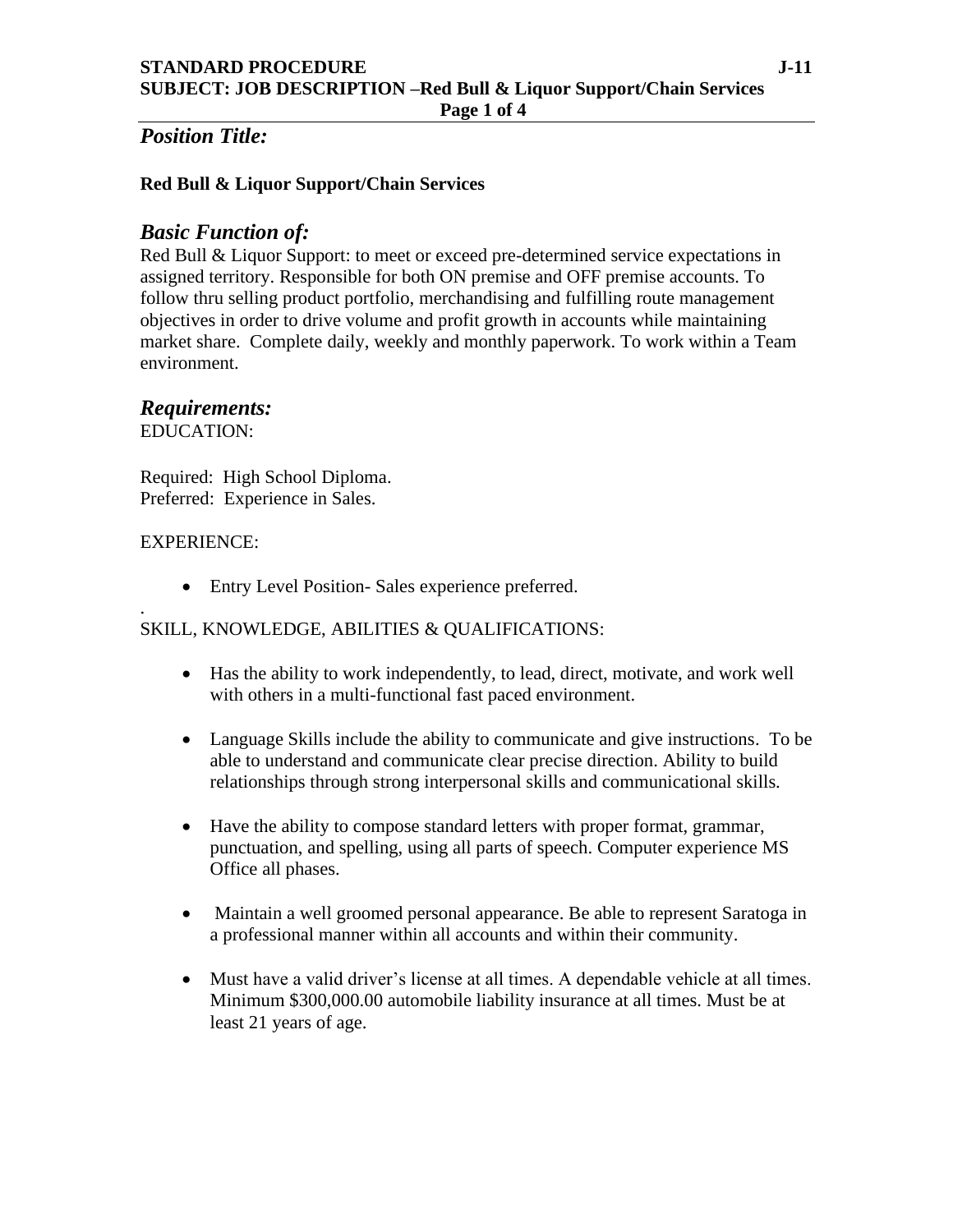**STANDARD PROCEDURE J-11**
**SUBJECT: JOB DESCRIPTION –Red Bull & Liquor Support/Chain Services**

## *Position Title:*

**Red Bull & Liquor Support/Chain Services**

## *Basic Function of:*

Red Bull & Liquor Support: to meet or exceed pre-determined service expectations in assigned territory. Responsible for both ON premise and OFF premise accounts. To follow thru selling product portfolio, merchandising and fulfilling route management objectives in order to drive volume and profit growth in accounts while maintaining market share. Complete daily, weekly and monthly paperwork. To work within a Team environment.

## *Requirements:*

EDUCATION:

Required: High School Diploma.
Preferred: Experience in Sales.

EXPERIENCE:

- Entry Level Position- Sales experience preferred.

.
SKILL, KNOWLEDGE, ABILITIES & QUALIFICATIONS:

- Has the ability to work independently, to lead, direct, motivate, and work well with others in a multi-functional fast paced environment.

- Language Skills include the ability to communicate and give instructions. To be able to understand and communicate clear precise direction. Ability to build relationships through strong interpersonal skills and communicational skills.

- Have the ability to compose standard letters with proper format, grammar, punctuation, and spelling, using all parts of speech. Computer experience MS Office all phases.

- Maintain a well groomed personal appearance. Be able to represent Saratoga in a professional manner within all accounts and within their community.

- Must have a valid driver's license at all times. A dependable vehicle at all times. Minimum $300,000.00 automobile liability insurance at all times. Must be at least 21 years of age.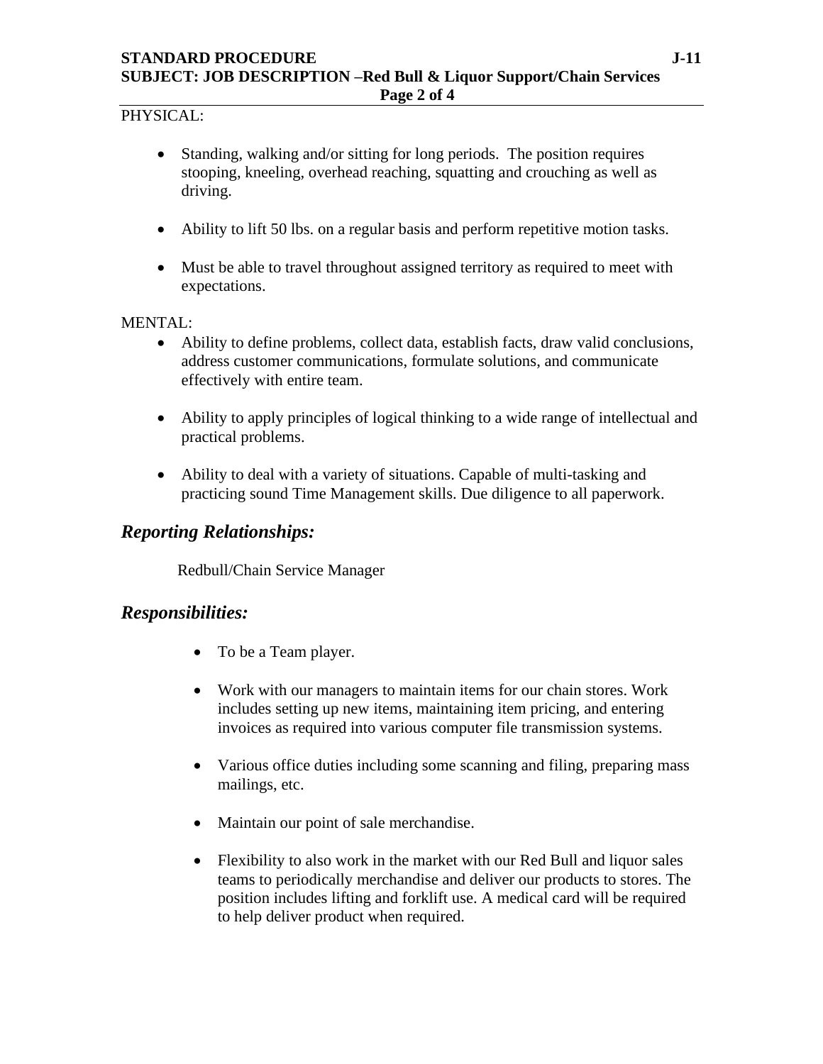PHYSICAL:

- Standing, walking and/or sitting for long periods. The position requires stooping, kneeling, overhead reaching, squatting and crouching as well as driving.

- Ability to lift 50 lbs. on a regular basis and perform repetitive motion tasks.

- Must be able to travel throughout assigned territory as required to meet with expectations.

MENTAL:

- Ability to define problems, collect data, establish facts, draw valid conclusions, address customer communications, formulate solutions, and communicate effectively with entire team.

- Ability to apply principles of logical thinking to a wide range of intellectual and practical problems.

- Ability to deal with a variety of situations. Capable of multi-tasking and practicing sound Time Management skills. Due diligence to all paperwork.

## *Reporting Relationships:*

Redbull/Chain Service Manager

## *Responsibilities:*

- To be a Team player.

- Work with our managers to maintain items for our chain stores. Work includes setting up new items, maintaining item pricing, and entering invoices as required into various computer file transmission systems.

- Various office duties including some scanning and filing, preparing mass mailings, etc.

- Maintain our point of sale merchandise.

- Flexibility to also work in the market with our Red Bull and liquor sales teams to periodically merchandise and deliver our products to stores. The position includes lifting and forklift use. A medical card will be required to help deliver product when required.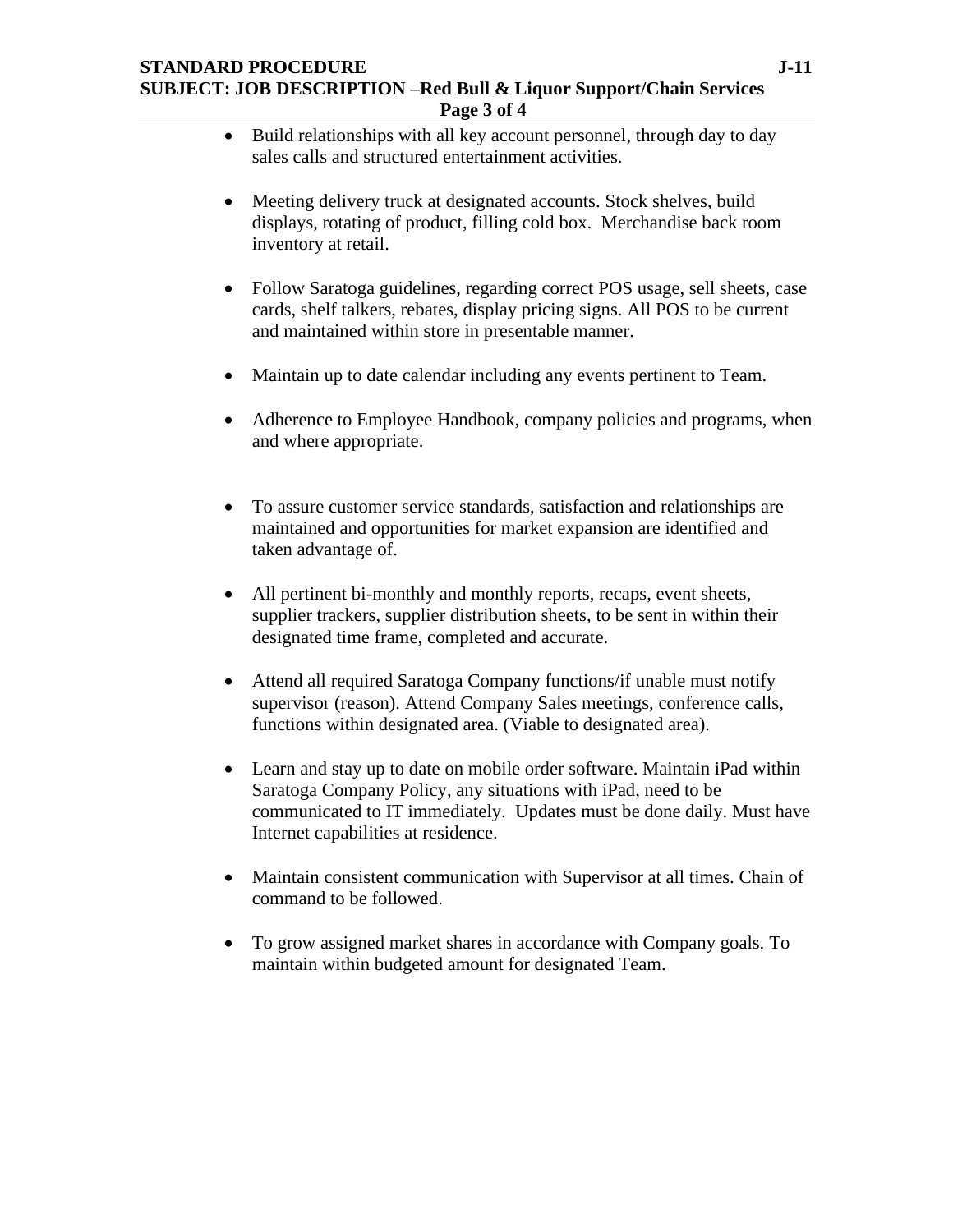- Build relationships with all key account personnel, through day to day sales calls and structured entertainment activities.

- Meeting delivery truck at designated accounts. Stock shelves, build displays, rotating of product, filling cold box. Merchandise back room inventory at retail.

- Follow Saratoga guidelines, regarding correct POS usage, sell sheets, case cards, shelf talkers, rebates, display pricing signs. All POS to be current and maintained within store in presentable manner.

- Maintain up to date calendar including any events pertinent to Team.

- Adherence to Employee Handbook, company policies and programs, when and where appropriate.

- To assure customer service standards, satisfaction and relationships are maintained and opportunities for market expansion are identified and taken advantage of.

- All pertinent bi-monthly and monthly reports, recaps, event sheets, supplier trackers, supplier distribution sheets, to be sent in within their designated time frame, completed and accurate.

- Attend all required Saratoga Company functions/if unable must notify supervisor (reason). Attend Company Sales meetings, conference calls, functions within designated area. (Viable to designated area).

- Learn and stay up to date on mobile order software. Maintain iPad within Saratoga Company Policy, any situations with iPad, need to be communicated to IT immediately. Updates must be done daily. Must have Internet capabilities at residence.

- Maintain consistent communication with Supervisor at all times. Chain of command to be followed.

- To grow assigned market shares in accordance with Company goals. To maintain within budgeted amount for designated Team.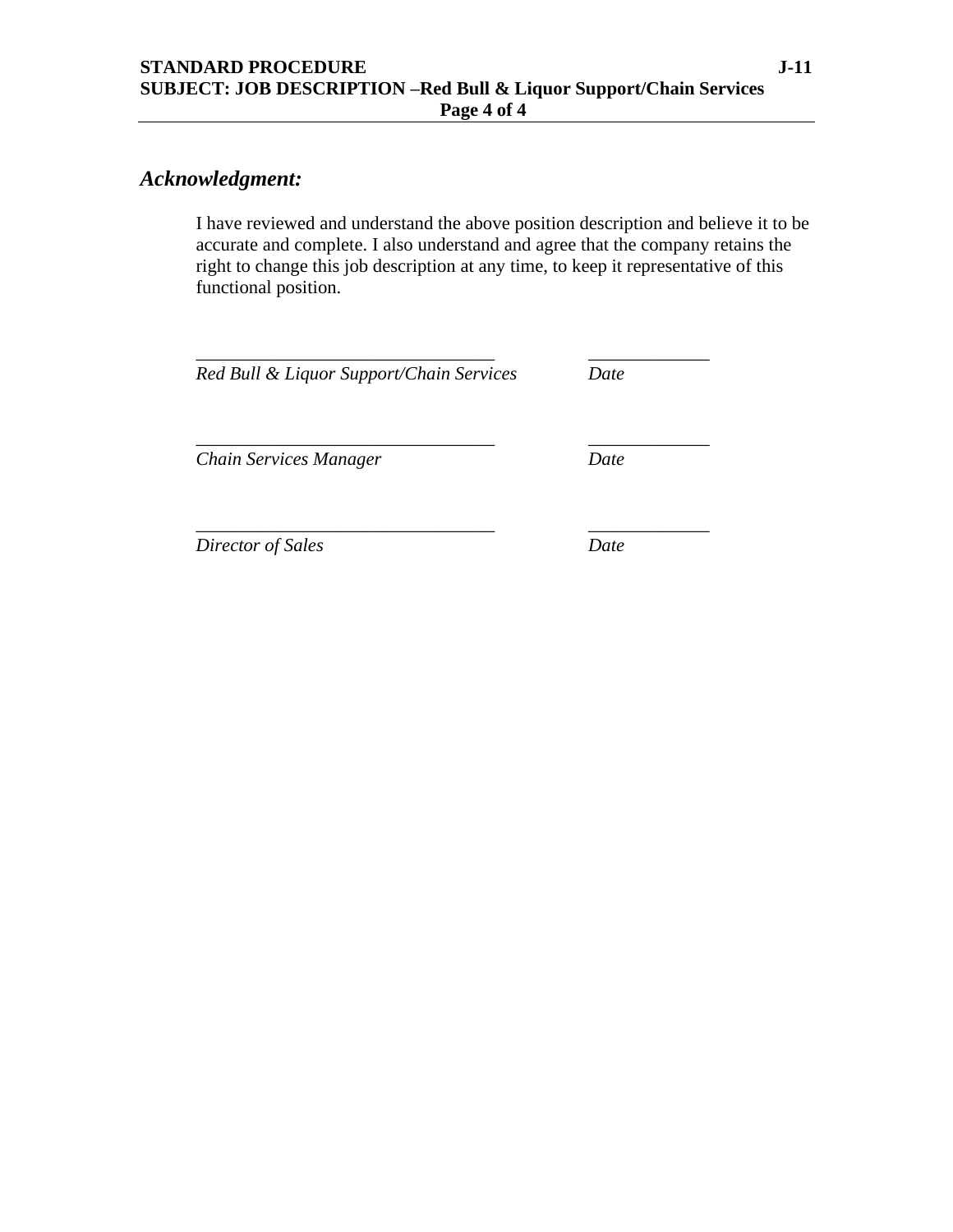## *Acknowledgment:*

I have reviewed and understand the above position description and believe it to be accurate and complete. I also understand and agree that the company retains the right to change this job description at any time, to keep it representative of this functional position.

________________________________ &nbsp;&nbsp;&nbsp;&nbsp;&nbsp;&nbsp;&nbsp;&nbsp;&nbsp;&nbsp; _____________

*Red Bull & Liquor Support/Chain Services* &nbsp;&nbsp;&nbsp;&nbsp;&nbsp;&nbsp;&nbsp;&nbsp;&nbsp;&nbsp; *Date*

________________________________ &nbsp;&nbsp;&nbsp;&nbsp;&nbsp;&nbsp;&nbsp;&nbsp;&nbsp;&nbsp; _____________

*Chain Services Manager* &nbsp;&nbsp;&nbsp;&nbsp;&nbsp;&nbsp;&nbsp;&nbsp;&nbsp;&nbsp; *Date*

________________________________ &nbsp;&nbsp;&nbsp;&nbsp;&nbsp;&nbsp;&nbsp;&nbsp;&nbsp;&nbsp; _____________

*Director of Sales* &nbsp;&nbsp;&nbsp;&nbsp;&nbsp;&nbsp;&nbsp;&nbsp;&nbsp;&nbsp; *Date*